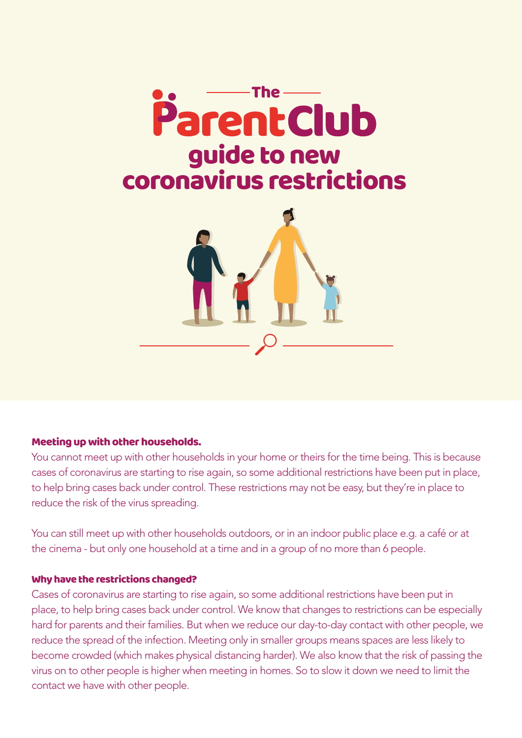# The ParentClub guide to new coronavirus restrictions

### Meeting up with other households.

You cannot meet up with other households in your home or theirs for the time being. This is because cases of coronavirus are starting to rise again, so some additional restrictions have been put in place, to help bring cases back under control. These restrictions may not be easy, but they're in place to reduce the risk of the virus spreading.

You can still meet up with other households outdoors, or in an indoor public place e.g. a café or at the cinema - but only one household at a time and in a group of no more than 6 people.

### Why have the restrictions changed?

Cases of coronavirus are starting to rise again, so some additional restrictions have been put in place, to help bring cases back under control. We know that changes to restrictions can be especially hard for parents and their families. But when we reduce our day-to-day contact with other people, we reduce the spread of the infection. Meeting only in smaller groups means spaces are less likely to become crowded (which makes physical distancing harder). We also know that the risk of passing the virus on to other people is higher when meeting in homes. So to slow it down we need to limit the contact we have with other people.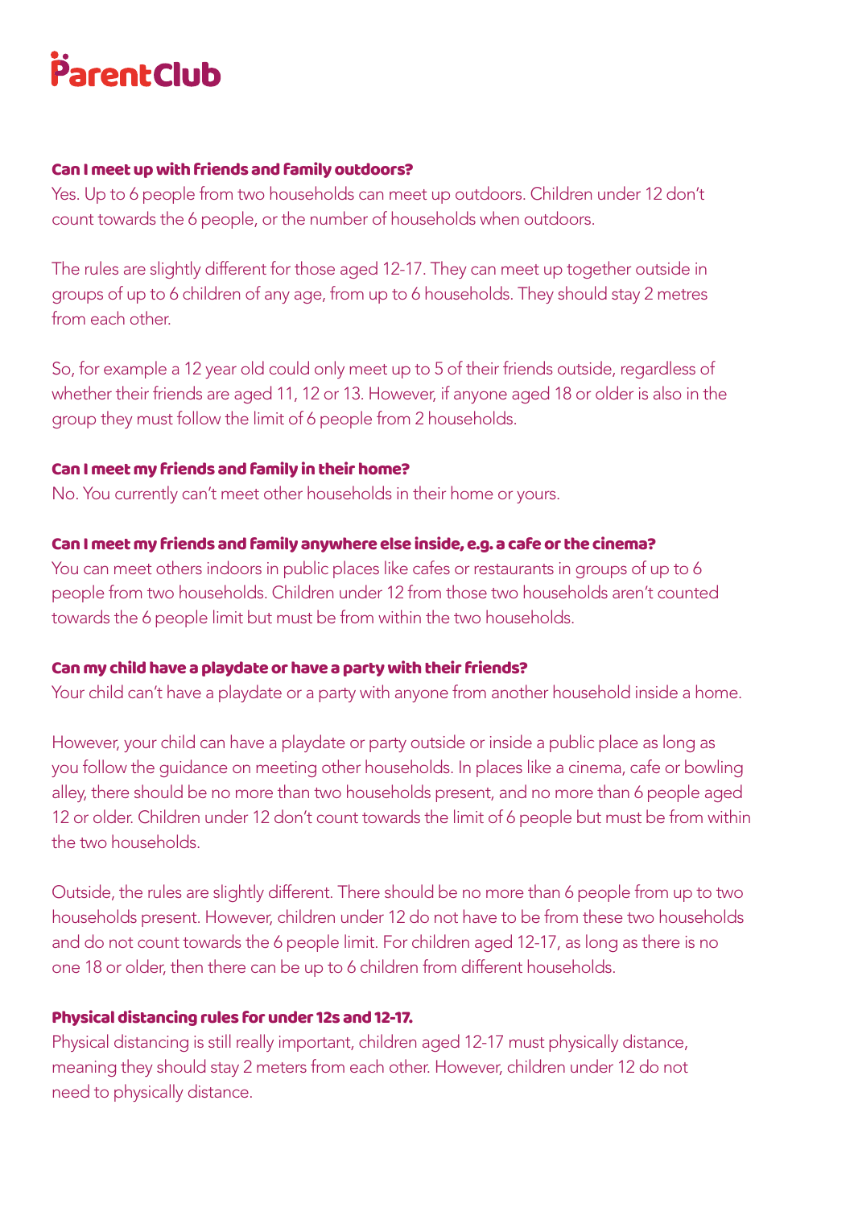**Can I meet up with friends and family outdoors?**

Yes. Up to 6 people from two households can meet up outdoors. Children under 12 don't count towards the 6 people, or the number of households when outdoors.

The rules are slightly different for those aged 12-17. They can meet up together outside in groups of up to 6 children of any age, from up to 6 households. They should stay 2 metres from each other.

So, for example a 12 year old could only meet up to 5 of their friends outside, regardless of whether their friends are aged 11, 12 or 13. However, if anyone aged 18 or older is also in the group they must follow the limit of 6 people from 2 households.

**Can I meet my friends and family in their home?**

No. You currently can't meet other households in their home or yours.

**Can I meet my friends and family anywhere else inside, e.g. a cafe or the cinema?**

You can meet others indoors in public places like cafes or restaurants in groups of up to 6 people from two households. Children under 12 from those two households aren't counted towards the 6 people limit but must be from within the two households.

**Can my child have a playdate or have a party with their friends?**

Your child can't have a playdate or a party with anyone from another household inside a home.

However, your child can have a playdate or party outside or inside a public place as long as you follow the guidance on meeting other households. In places like a cinema, cafe or bowling alley, there should be no more than two households present, and no more than 6 people aged 12 or older. Children under 12 don't count towards the limit of 6 people but must be from within the two households.

Outside, the rules are slightly different. There should be no more than 6 people from up to two households present. However, children under 12 do not have to be from these two households and do not count towards the 6 people limit. For children aged 12-17, as long as there is no one 18 or older, then there can be up to 6 children from different households.

**Physical distancing rules for under 12s and 12-17.**

Physical distancing is still really important, children aged 12-17 must physically distance, meaning they should stay 2 meters from each other. However, children under 12 do not need to physically distance.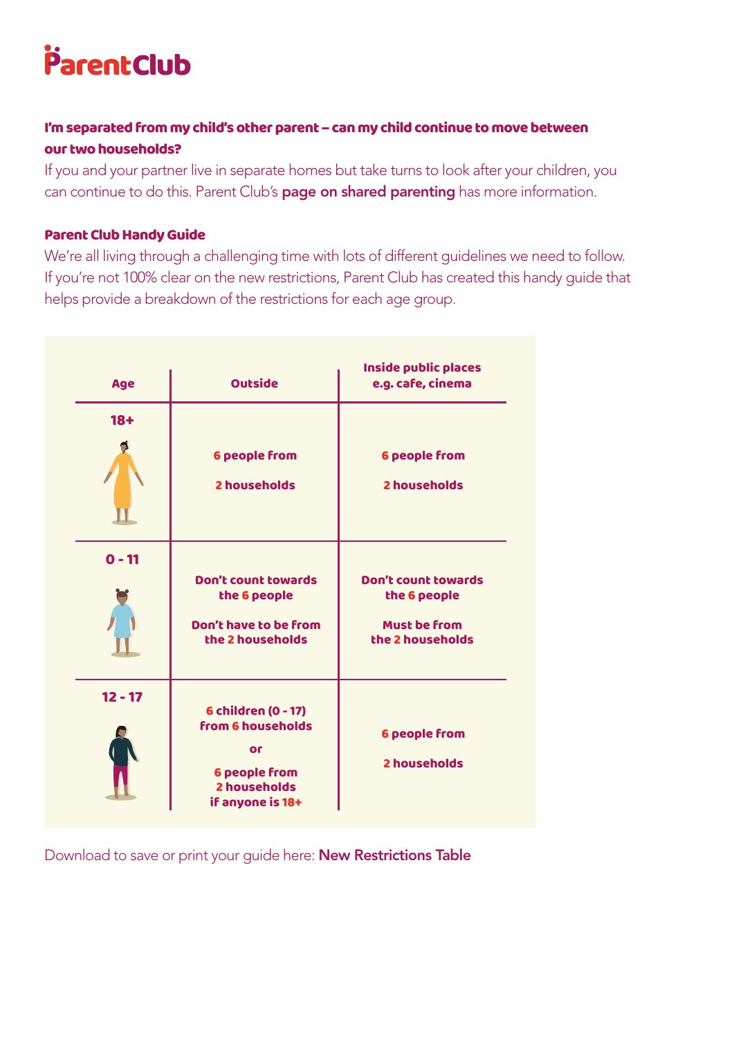# ParentClub

### I'm separated from my child's other parent – can my child continue to move between our two households?

If you and your partner live in separate homes but take turns to look after your children, you can continue to do this. Parent Club's **page on shared parenting** has more information.

### Parent Club Handy Guide

We're all living through a challenging time with lots of different guidelines we need to follow. If you're not 100% clear on the new restrictions, Parent Club has created this handy guide that helps provide a breakdown of the restrictions for each age group.

| Age | Outside | Inside public places e.g. cafe, cinema |
|---|---|---|
| 18+ | 6 people from 2 households | 6 people from 2 households |
| 0 - 11 | Don't count towards the 6 people<br><br>Don't have to be from the 2 households | Don't count towards the 6 people<br><br>Must be from the 2 households |
| 12 - 17 | 6 children (0 - 17) from 6 households<br><br>or<br><br>6 people from 2 households if anyone is 18+ | 6 people from 2 households |

Download to save or print your guide here: **New Restrictions Table**